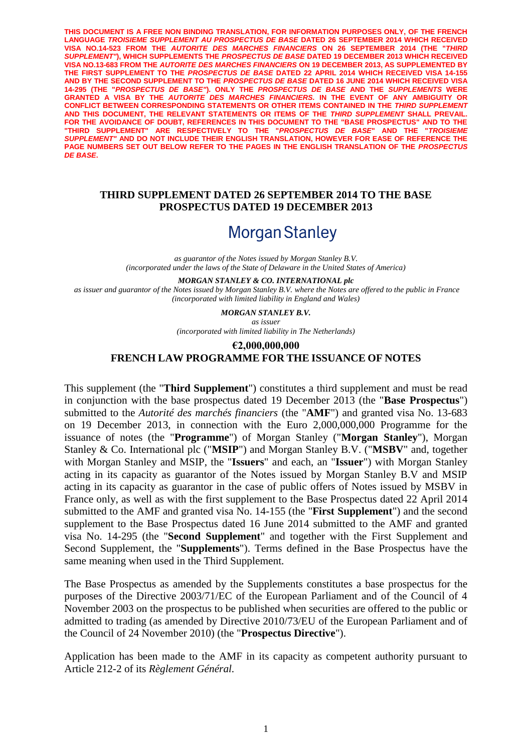**THIS DOCUMENT IS A FREE NON BINDING TRANSLATION, FOR INFORMATION PURPOSES ONLY, OF THE FRENCH LANGUAGE *TROISIEME SUPPLEMENT AU PROSPECTUS DE BASE* DATED 26 SEPTEMBER 2014 WHICH RECEIVED VISA NO.14-523 FROM THE *AUTORITE DES MARCHES FINANCIERS* ON 26 SEPTEMBER 2014 (THE "*THIRD SUPPLEMENT*"), WHICH SUPPLEMENTS THE *PROSPECTUS DE BASE* DATED 19 DECEMBER 2013 WHICH RECEIVED VISA NO.13-683 FROM THE *AUTORITE DES MARCHES FINANCIERS* ON 19 DECEMBER 2013, AS SUPPLEMENTED BY THE FIRST SUPPLEMENT TO THE *PROSPECTUS DE BASE* DATED 22 APRIL 2014 WHICH RECEIVED VISA 14-155 AND BY THE SECOND SUPPLEMENT TO THE *PROSPECTUS DE BASE* DATED 16 JUNE 2014 WHICH RECEIVED VISA 14-295 (THE "*PROSPECTUS DE BASE*"). ONLY THE *PROSPECTUS DE BASE* AND THE *SUPPLEMENTS* WERE GRANTED A VISA BY THE *AUTORITE DES MARCHES FINANCIERS*. IN THE EVENT OF ANY AMBIGUITY OR CONFLICT BETWEEN CORRESPONDING STATEMENTS OR OTHER ITEMS CONTAINED IN THE *THIRD SUPPLEMENT* AND THIS DOCUMENT, THE RELEVANT STATEMENTS OR ITEMS OF THE *THIRD SUPPLEMENT* SHALL PREVAIL. FOR THE AVOIDANCE OF DOUBT, REFERENCES IN THIS DOCUMENT TO THE "BASE PROSPECTUS" AND TO THE "THIRD SUPPLEMENT" ARE RESPECTIVELY TO THE "*PROSPECTUS DE BASE*" AND THE "*TROISIEME SUPPLEMENT*" AND DO NOT INCLUDE THEIR ENGLISH TRANSLATION, HOWEVER FOR EASE OF REFERENCE THE PAGE NUMBERS SET OUT BELOW REFER TO THE PAGES IN THE ENGLISH TRANSLATION OF THE *PROSPECTUS DE BASE*.**

# THIRD SUPPLEMENT DATED 26 SEPTEMBER 2014 TO THE BASE PROSPECTUS DATED 19 DECEMBER 2013

## Morgan Stanley

*as guarantor of the Notes issued by Morgan Stanley B.V.*
*(incorporated under the laws of the State of Delaware in the United States of America)*

***MORGAN STANLEY & CO. INTERNATIONAL plc***
*as issuer and guarantor of the Notes issued by Morgan Stanley B.V. where the Notes are offered to the public in France*
*(incorporated with limited liability in England and Wales)*

***MORGAN STANLEY B.V.***
*as issuer*
*(incorporated with limited liability in The Netherlands)*

**€2,000,000,000**
**FRENCH LAW PROGRAMME FOR THE ISSUANCE OF NOTES**

This supplement (the "**Third Supplement**") constitutes a third supplement and must be read in conjunction with the base prospectus dated 19 December 2013 (the "**Base Prospectus**") submitted to the *Autorité des marchés financiers* (the "**AMF**") and granted visa No. 13-683 on 19 December 2013, in connection with the Euro 2,000,000,000 Programme for the issuance of notes (the "**Programme**") of Morgan Stanley ("**Morgan Stanley**"), Morgan Stanley & Co. International plc ("**MSIP**") and Morgan Stanley B.V. ("**MSBV**" and, together with Morgan Stanley and MSIP, the "**Issuers**" and each, an "**Issuer**") with Morgan Stanley acting in its capacity as guarantor of the Notes issued by Morgan Stanley B.V and MSIP acting in its capacity as guarantor in the case of public offers of Notes issued by MSBV in France only, as well as with the first supplement to the Base Prospectus dated 22 April 2014 submitted to the AMF and granted visa No. 14-155 (the "**First Supplement**") and the second supplement to the Base Prospectus dated 16 June 2014 submitted to the AMF and granted visa No. 14-295 (the "**Second Supplement**" and together with the First Supplement and Second Supplement, the "**Supplements**"). Terms defined in the Base Prospectus have the same meaning when used in the Third Supplement.

The Base Prospectus as amended by the Supplements constitutes a base prospectus for the purposes of the Directive 2003/71/EC of the European Parliament and of the Council of 4 November 2003 on the prospectus to be published when securities are offered to the public or admitted to trading (as amended by Directive 2010/73/EU of the European Parliament and of the Council of 24 November 2010) (the "**Prospectus Directive**").

Application has been made to the AMF in its capacity as competent authority pursuant to Article 212-2 of its *Règlement Général*.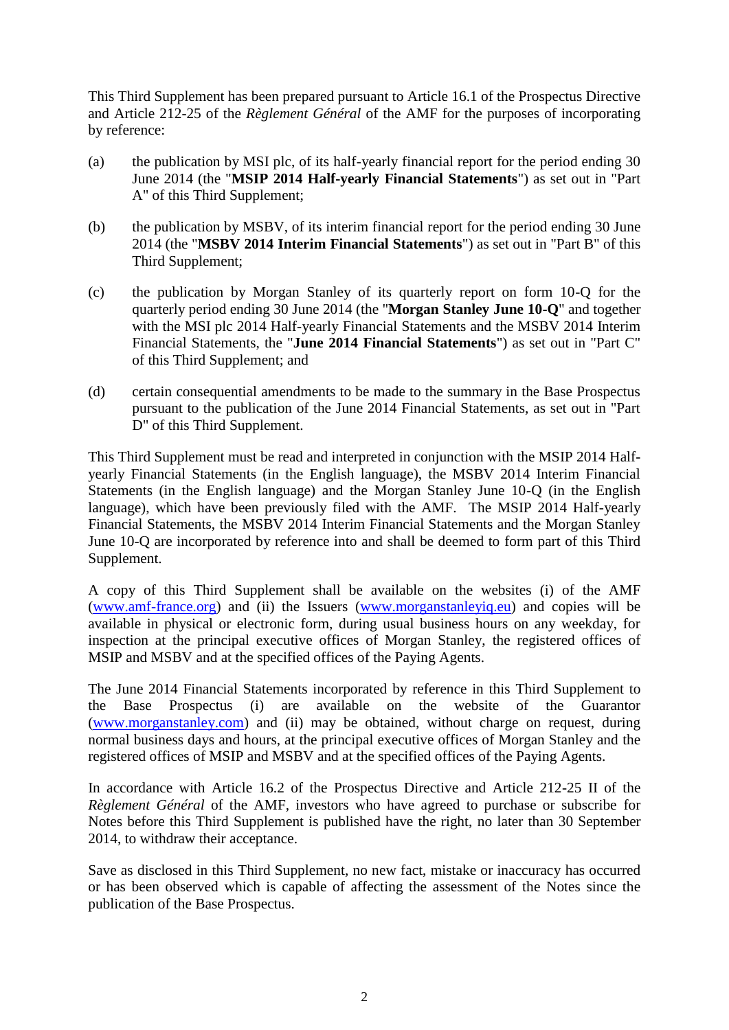This Third Supplement has been prepared pursuant to Article 16.1 of the Prospectus Directive and Article 212-25 of the *Règlement Général* of the AMF for the purposes of incorporating by reference:

(a) the publication by MSI plc, of its half-yearly financial report for the period ending 30 June 2014 (the "**MSIP 2014 Half-yearly Financial Statements**") as set out in "Part A" of this Third Supplement;

(b) the publication by MSBV, of its interim financial report for the period ending 30 June 2014 (the "**MSBV 2014 Interim Financial Statements**") as set out in "Part B" of this Third Supplement;

(c) the publication by Morgan Stanley of its quarterly report on form 10-Q for the quarterly period ending 30 June 2014 (the "**Morgan Stanley June 10-Q**" and together with the MSI plc 2014 Half-yearly Financial Statements and the MSBV 2014 Interim Financial Statements, the "**June 2014 Financial Statements**") as set out in "Part C" of this Third Supplement; and

(d) certain consequential amendments to be made to the summary in the Base Prospectus pursuant to the publication of the June 2014 Financial Statements, as set out in "Part D" of this Third Supplement.

This Third Supplement must be read and interpreted in conjunction with the MSIP 2014 Half-yearly Financial Statements (in the English language), the MSBV 2014 Interim Financial Statements (in the English language) and the Morgan Stanley June 10-Q (in the English language), which have been previously filed with the AMF. The MSIP 2014 Half-yearly Financial Statements, the MSBV 2014 Interim Financial Statements and the Morgan Stanley June 10-Q are incorporated by reference into and shall be deemed to form part of this Third Supplement.

A copy of this Third Supplement shall be available on the websites (i) of the AMF (www.amf-france.org) and (ii) the Issuers (www.morganstanleyiq.eu) and copies will be available in physical or electronic form, during usual business hours on any weekday, for inspection at the principal executive offices of Morgan Stanley, the registered offices of MSIP and MSBV and at the specified offices of the Paying Agents.

The June 2014 Financial Statements incorporated by reference in this Third Supplement to the Base Prospectus (i) are available on the website of the Guarantor (www.morganstanley.com) and (ii) may be obtained, without charge on request, during normal business days and hours, at the principal executive offices of Morgan Stanley and the registered offices of MSIP and MSBV and at the specified offices of the Paying Agents.

In accordance with Article 16.2 of the Prospectus Directive and Article 212-25 II of the *Règlement Général* of the AMF, investors who have agreed to purchase or subscribe for Notes before this Third Supplement is published have the right, no later than 30 September 2014, to withdraw their acceptance.

Save as disclosed in this Third Supplement, no new fact, mistake or inaccuracy has occurred or has been observed which is capable of affecting the assessment of the Notes since the publication of the Base Prospectus.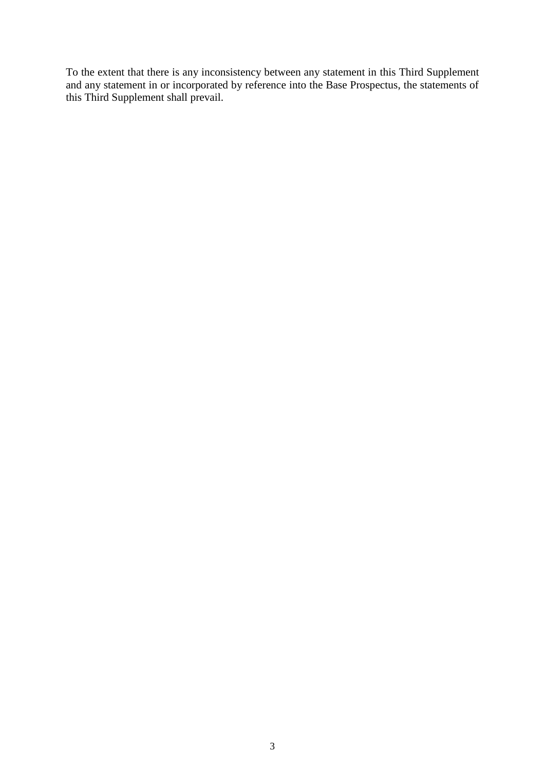To the extent that there is any inconsistency between any statement in this Third Supplement and any statement in or incorporated by reference into the Base Prospectus, the statements of this Third Supplement shall prevail.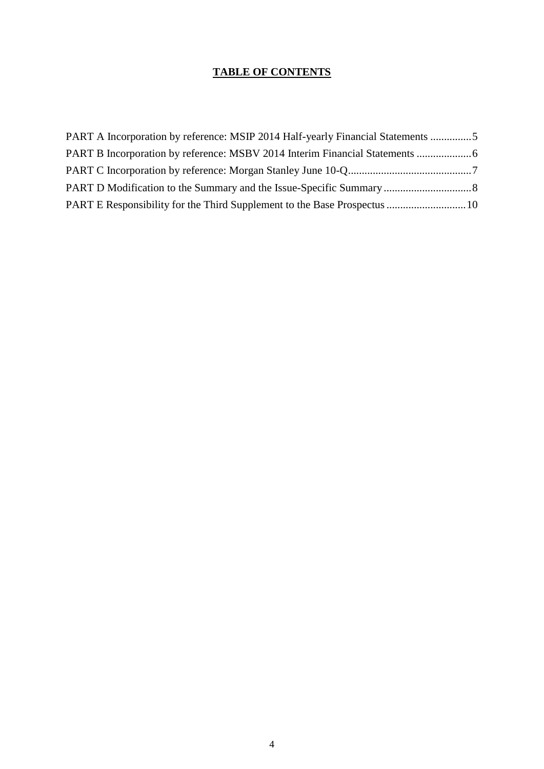# **TABLE OF CONTENTS**

PART A Incorporation by reference: MSIP 2014 Half-yearly Financial Statements ...............5

PART B Incorporation by reference: MSBV 2014 Interim Financial Statements ....................6

PART C Incorporation by reference: Morgan Stanley June 10-Q............................................7

PART D Modification to the Summary and the Issue-Specific Summary................................8

PART E Responsibility for the Third Supplement to the Base Prospectus ............................10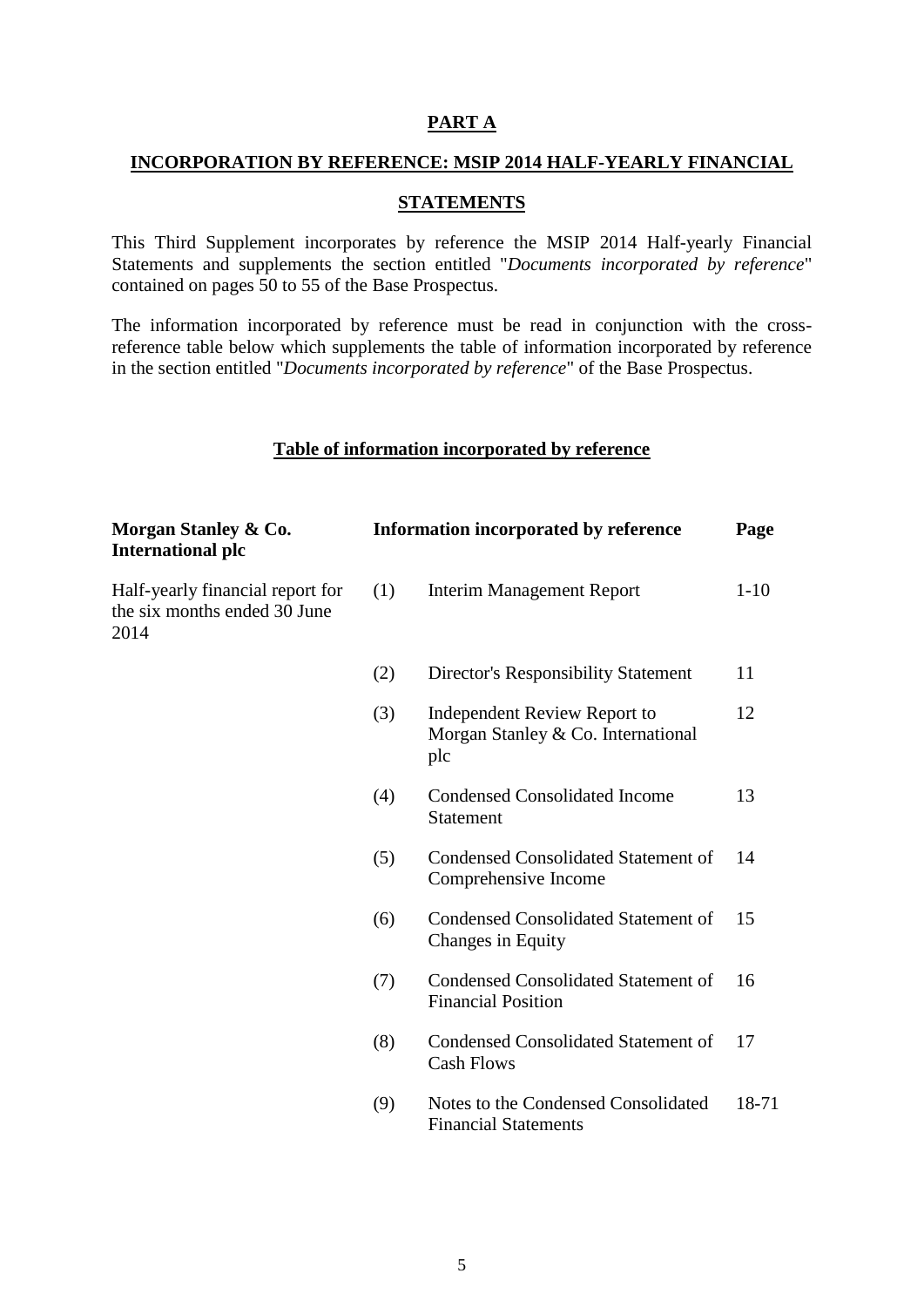## PART A

## INCORPORATION BY REFERENCE: MSIP 2014 HALF-YEARLY FINANCIAL STATEMENTS

This Third Supplement incorporates by reference the MSIP 2014 Half-yearly Financial Statements and supplements the section entitled "*Documents incorporated by reference*" contained on pages 50 to 55 of the Base Prospectus.

The information incorporated by reference must be read in conjunction with the cross-reference table below which supplements the table of information incorporated by reference in the section entitled "*Documents incorporated by reference*" of the Base Prospectus.

### Table of information incorporated by reference

| Morgan Stanley & Co. International plc | | Information incorporated by reference | Page |
|---|---|---|---|
| Half-yearly financial report for the six months ended 30 June 2014 | (1) | Interim Management Report | 1-10 |
| | (2) | Director's Responsibility Statement | 11 |
| | (3) | Independent Review Report to Morgan Stanley & Co. International plc | 12 |
| | (4) | Condensed Consolidated Income Statement | 13 |
| | (5) | Condensed Consolidated Statement of Comprehensive Income | 14 |
| | (6) | Condensed Consolidated Statement of Changes in Equity | 15 |
| | (7) | Condensed Consolidated Statement of Financial Position | 16 |
| | (8) | Condensed Consolidated Statement of Cash Flows | 17 |
| | (9) | Notes to the Condensed Consolidated Financial Statements | 18-71 |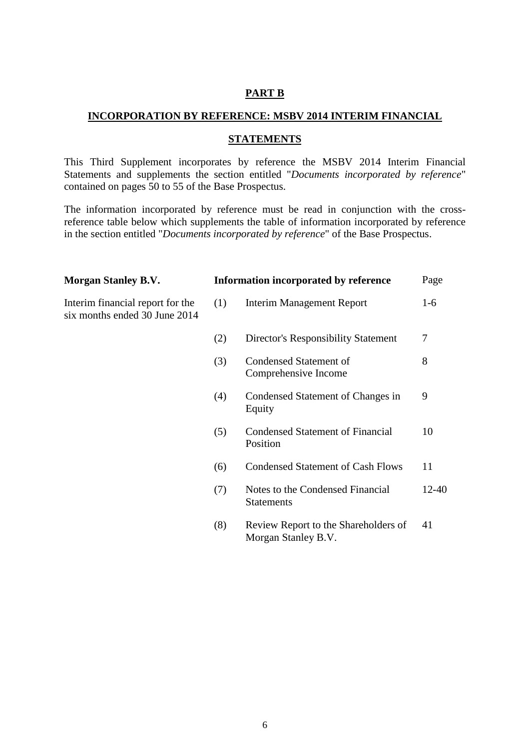## PART B

## INCORPORATION BY REFERENCE: MSBV 2014 INTERIM FINANCIAL STATEMENTS

This Third Supplement incorporates by reference the MSBV 2014 Interim Financial Statements and supplements the section entitled "*Documents incorporated by reference*" contained on pages 50 to 55 of the Base Prospectus.

The information incorporated by reference must be read in conjunction with the cross-reference table below which supplements the table of information incorporated by reference in the section entitled "*Documents incorporated by reference*" of the Base Prospectus.

| **Morgan Stanley B.V.** | **Information incorporated by reference** | | Page |
|---|---|---|---|
| Interim financial report for the six months ended 30 June 2014 | (1) | Interim Management Report | 1-6 |
| | (2) | Director's Responsibility Statement | 7 |
| | (3) | Condensed Statement of Comprehensive Income | 8 |
| | (4) | Condensed Statement of Changes in Equity | 9 |
| | (5) | Condensed Statement of Financial Position | 10 |
| | (6) | Condensed Statement of Cash Flows | 11 |
| | (7) | Notes to the Condensed Financial Statements | 12-40 |
| | (8) | Review Report to the Shareholders of Morgan Stanley B.V. | 41 |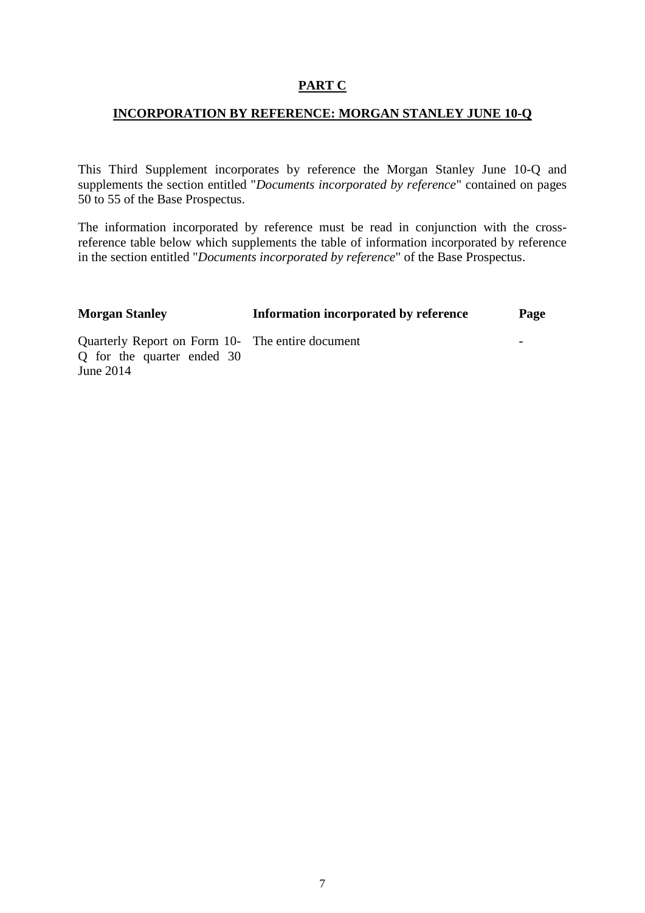# PART C

## INCORPORATION BY REFERENCE: MORGAN STANLEY JUNE 10-Q

This Third Supplement incorporates by reference the Morgan Stanley June 10-Q and supplements the section entitled "*Documents incorporated by reference*" contained on pages 50 to 55 of the Base Prospectus.

The information incorporated by reference must be read in conjunction with the cross-reference table below which supplements the table of information incorporated by reference in the section entitled "*Documents incorporated by reference*" of the Base Prospectus.

| Morgan Stanley | Information incorporated by reference | Page |
| --- | --- | --- |
| Quarterly Report on Form 10-Q for the quarter ended 30 June 2014 | The entire document | - |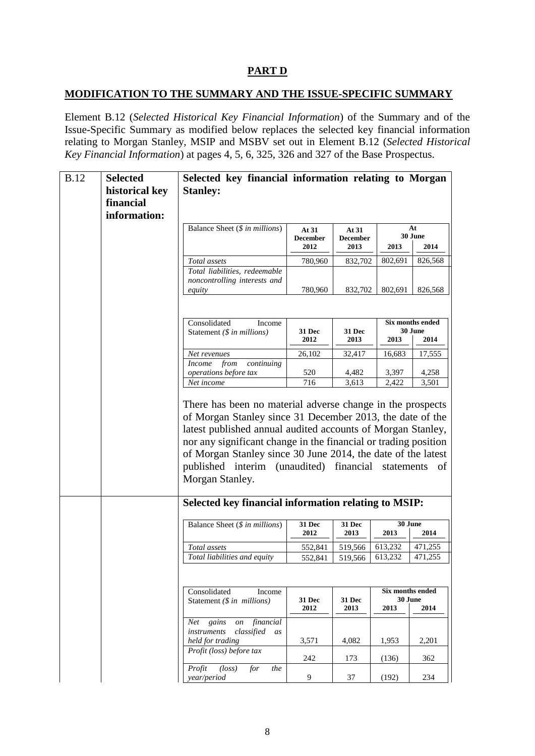# PART D

## MODIFICATION TO THE SUMMARY AND THE ISSUE-SPECIFIC SUMMARY

Element B.12 (*Selected Historical Key Financial Information*) of the Summary and of the Issue-Specific Summary as modified below replaces the selected key financial information relating to Morgan Stanley, MSIP and MSBV set out in Element B.12 (*Selected Historical Key Financial Information*) at pages 4, 5, 6, 325, 326 and 327 of the Base Prospectus.

**B.12 Selected historical key financial information:**

**Selected key financial information relating to Morgan Stanley:**

| Balance Sheet (*$ in millions*) | At 31 December 2012 | At 31 December 2013 | At 30 June 2013 | At 30 June 2014 |
|---|---|---|---|---|
| *Total assets* | 780,960 | 832,702 | 802,691 | 826,568 |
| *Total liabilities, redeemable noncontrolling interests and equity* | 780,960 | 832,702 | 802,691 | 826,568 |

| Consolidated Income Statement (*$ in millions*) | 31 Dec 2012 | 31 Dec 2013 | Six months ended 30 June 2013 | Six months ended 30 June 2014 |
|---|---|---|---|---|
| *Net revenues* | 26,102 | 32,417 | 16,683 | 17,555 |
| *Income from continuing operations before tax* | 520 | 4,482 | 3,397 | 4,258 |
| *Net income* | 716 | 3,613 | 2,422 | 3,501 |

There has been no material adverse change in the prospects of Morgan Stanley since 31 December 2013, the date of the latest published annual audited accounts of Morgan Stanley, nor any significant change in the financial or trading position of Morgan Stanley since 30 June 2014, the date of the latest published interim (unaudited) financial statements of Morgan Stanley.

**Selected key financial information relating to MSIP:**

| Balance Sheet (*$ in millions*) | 31 Dec 2012 | 31 Dec 2013 | 30 June 2013 | 30 June 2014 |
|---|---|---|---|---|
| *Total assets* | 552,841 | 519,566 | 613,232 | 471,255 |
| *Total liabilities and equity* | 552,841 | 519,566 | 613,232 | 471,255 |

| Consolidated Income Statement (*$ in millions*) | 31 Dec 2012 | 31 Dec 2013 | Six months ended 30 June 2013 | Six months ended 30 June 2014 |
|---|---|---|---|---|
| *Net gains on financial instruments classified as held for trading* | 3,571 | 4,082 | 1,953 | 2,201 |
| *Profit (loss) before tax* | 242 | 173 | (136) | 362 |
| *Profit (loss) for the year/period* | 9 | 37 | (192) | 234 |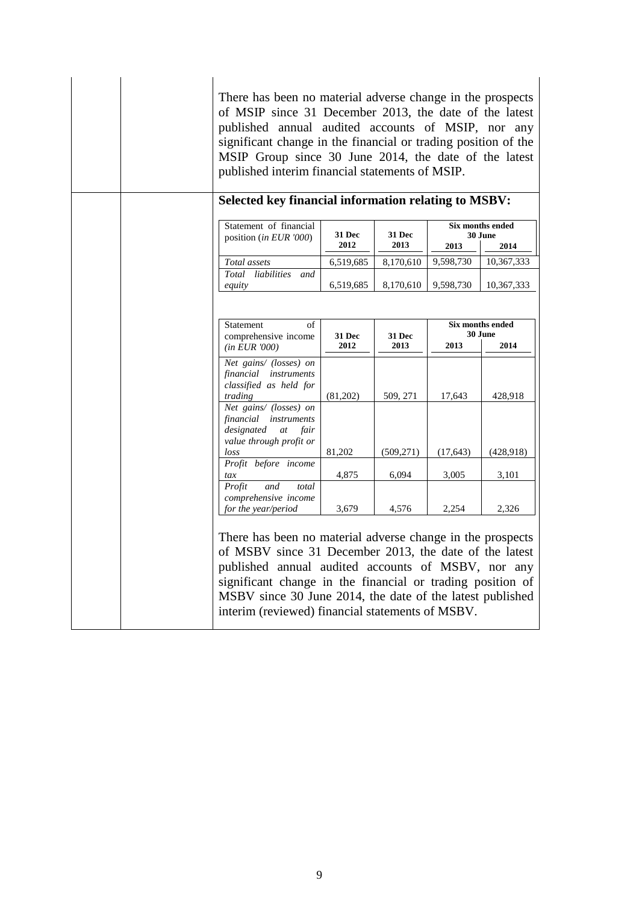There has been no material adverse change in the prospects of MSIP since 31 December 2013, the date of the latest published annual audited accounts of MSIP, nor any significant change in the financial or trading position of the MSIP Group since 30 June 2014, the date of the latest published interim financial statements of MSIP.

**Selected key financial information relating to MSBV:**

| Statement of financial position (*in EUR '000*) | 31 Dec 2012 | 31 Dec 2013 | Six months ended 30 June 2013 | Six months ended 30 June 2014 |
|---|---|---|---|---|
| *Total assets* | 6,519,685 | 8,170,610 | 9,598,730 | 10,367,333 |
| *Total liabilities and equity* | 6,519,685 | 8,170,610 | 9,598,730 | 10,367,333 |

| Statement of comprehensive income (*in EUR '000*) | 31 Dec 2012 | 31 Dec 2013 | Six months ended 30 June 2013 | Six months ended 30 June 2014 |
|---|---|---|---|---|
| *Net gains/ (losses) on financial instruments classified as held for trading* | (81,202) | 509, 271 | 17,643 | 428,918 |
| *Net gains/ (losses) on financial instruments designated at fair value through profit or loss* | 81,202 | (509,271) | (17,643) | (428,918) |
| *Profit before income tax* | 4,875 | 6,094 | 3,005 | 3,101 |
| *Profit and total comprehensive income for the year/period* | 3,679 | 4,576 | 2,254 | 2,326 |

There has been no material adverse change in the prospects of MSBV since 31 December 2013, the date of the latest published annual audited accounts of MSBV, nor any significant change in the financial or trading position of MSBV since 30 June 2014, the date of the latest published interim (reviewed) financial statements of MSBV.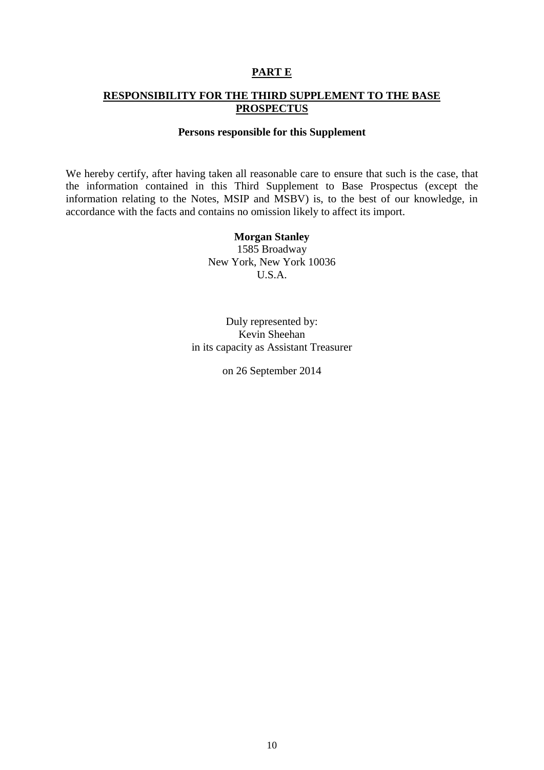# PART E

## RESPONSIBILITY FOR THE THIRD SUPPLEMENT TO THE BASE PROSPECTUS

### Persons responsible for this Supplement

We hereby certify, after having taken all reasonable care to ensure that such is the case, that the information contained in this Third Supplement to Base Prospectus (except the information relating to the Notes, MSIP and MSBV) is, to the best of our knowledge, in accordance with the facts and contains no omission likely to affect its import.

**Morgan Stanley**
1585 Broadway
New York, New York 10036
U.S.A.

Duly represented by:
Kevin Sheehan
in its capacity as Assistant Treasurer

on 26 September 2014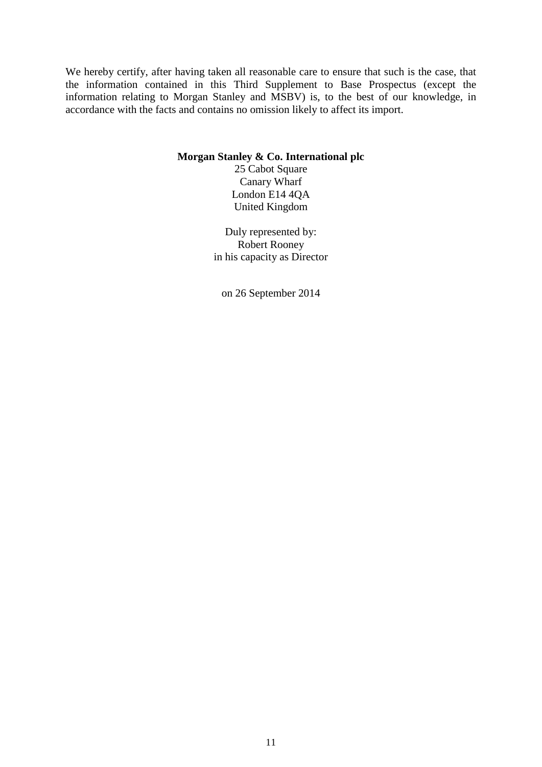We hereby certify, after having taken all reasonable care to ensure that such is the case, that the information contained in this Third Supplement to Base Prospectus (except the information relating to Morgan Stanley and MSBV) is, to the best of our knowledge, in accordance with the facts and contains no omission likely to affect its import.

**Morgan Stanley & Co. International plc**
25 Cabot Square
Canary Wharf
London E14 4QA
United Kingdom

Duly represented by:
Robert Rooney
in his capacity as Director

on 26 September 2014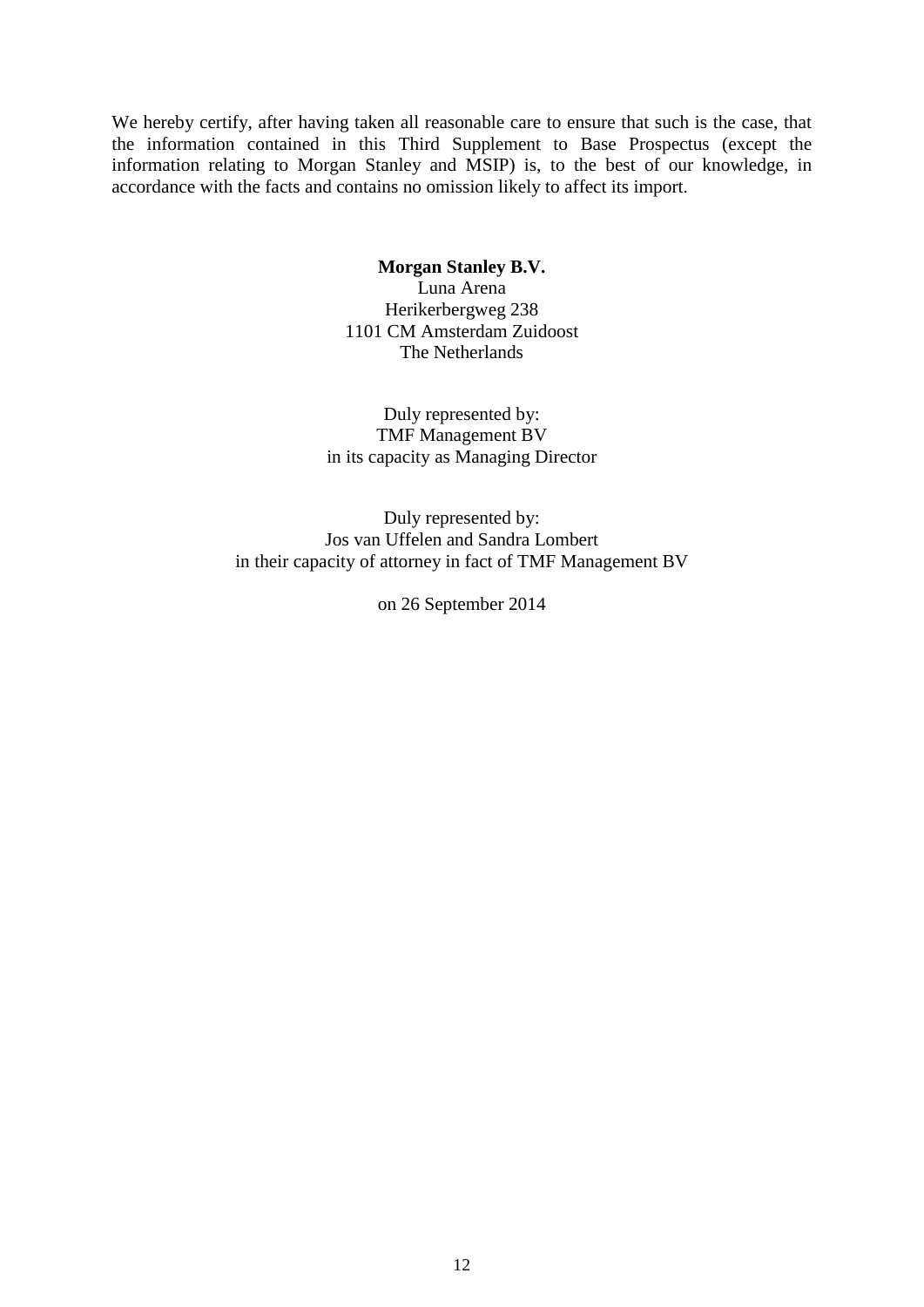We hereby certify, after having taken all reasonable care to ensure that such is the case, that the information contained in this Third Supplement to Base Prospectus (except the information relating to Morgan Stanley and MSIP) is, to the best of our knowledge, in accordance with the facts and contains no omission likely to affect its import.

**Morgan Stanley B.V.**
Luna Arena
Herikerbergweg 238
1101 CM Amsterdam Zuidoost
The Netherlands

Duly represented by:
TMF Management BV
in its capacity as Managing Director

Duly represented by:
Jos van Uffelen and Sandra Lombert
in their capacity of attorney in fact of TMF Management BV

on 26 September 2014